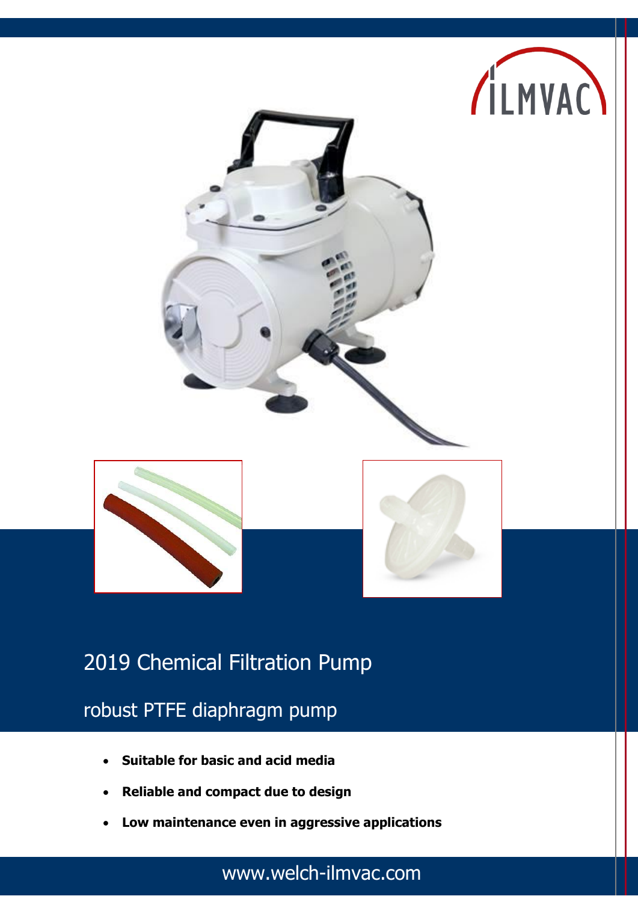ILMVAC

# 2019 Chemical Filtration Pump

## robust PTFE diaphragm pump

- **Suitable for basic and acid media**
- **Reliable and compact due to design**
- **Low maintenance even in aggressive applications**

www.welch-ilmvac.com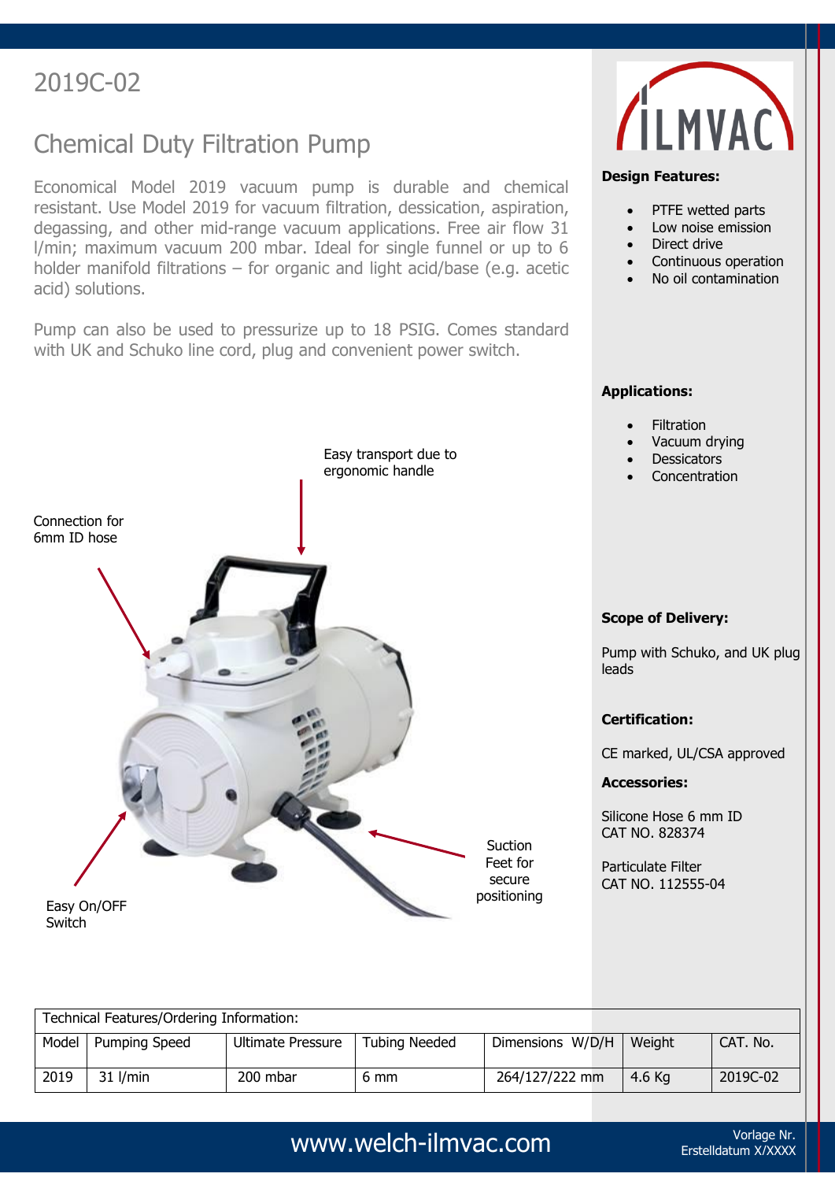# 2019C-02

## Chemical Duty Filtration Pump

Economical Model 2019 vacuum pump is durable and chemical resistant. Use Model 2019 for vacuum filtration, dessication, aspiration, degassing, and other mid-range vacuum applications. Free air flow 31 l/min; maximum vacuum 200 mbar. Ideal for single funnel or up to 6 holder manifold filtrations – for organic and light acid/base (e.g. acetic acid) solutions.

Pump can also be used to pressurize up to 18 PSIG. Comes standard with UK and Schuko line cord, plug and convenient power switch.

Easy transport due to ergonomic handle

Connection for 6mm ID hose

Suction Feet for secure positioning

Easy On/OFF Switch

ILMVAC

**Design Features:**

- PTFE wetted parts
- Low noise emission
- Direct drive
- Continuous operation
- No oil contamination

**Applications:**

- Filtration
- Vacuum drying
- Dessicators
- Concentration

**Scope of Delivery:**

Pump with Schuko, and UK plug leads

**Certification:**

CE marked, UL/CSA approved

**Accessories:**

Silicone Hose 6 mm ID
CAT NO. 828374

Particulate Filter
CAT NO. 112555-04

| Technical Features/Ordering Information: | | | | | | |
|---|---|---|---|---|---|---|
| Model | Pumping Speed | Ultimate Pressure | Tubing Needed | Dimensions W/D/H | Weight | CAT. No. |
| 2019 | 31 l/min | 200 mbar | 6 mm | 264/127/222 mm | 4.6 Kg | 2019C-02 |

www.welch-ilmvac.com

Vorlage Nr.
Erstelldatum X/XXXX